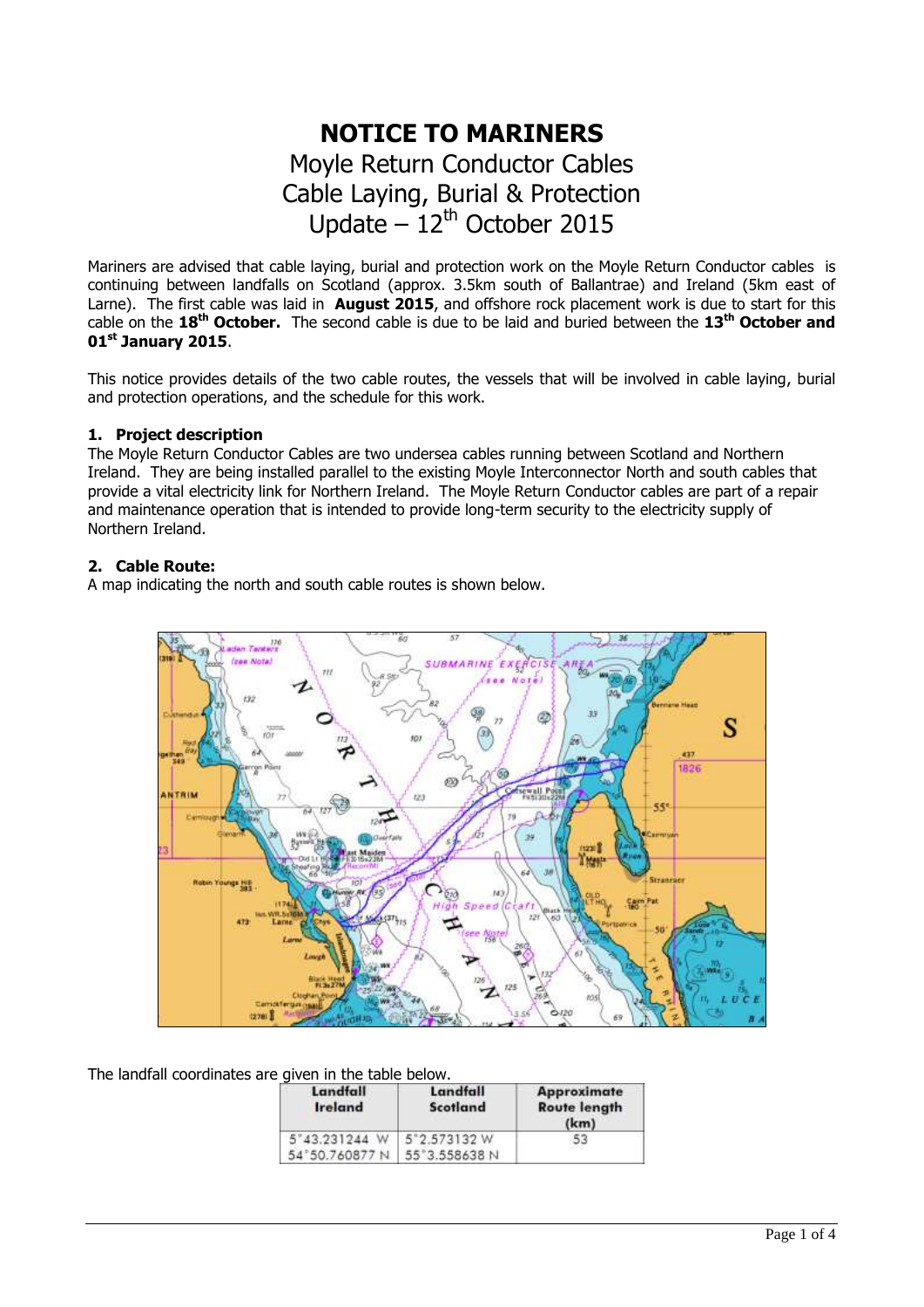# NOTICE TO MARINERS

## Moyle Return Conductor Cables
## Cable Laying, Burial & Protection
## Update – 12th October 2015

Mariners are advised that cable laying, burial and protection work on the Moyle Return Conductor cables is continuing between landfalls on Scotland (approx. 3.5km south of Ballantrae) and Ireland (5km east of Larne). The first cable was laid in **August 2015**, and offshore rock placement work is due to start for this cable on the **18th October.** The second cable is due to be laid and buried between the **13th October and 01st January 2015**.

This notice provides details of the two cable routes, the vessels that will be involved in cable laying, burial and protection operations, and the schedule for this work.

### 1. Project description

The Moyle Return Conductor Cables are two undersea cables running between Scotland and Northern Ireland. They are being installed parallel to the existing Moyle Interconnector North and south cables that provide a vital electricity link for Northern Ireland. The Moyle Return Conductor cables are part of a repair and maintenance operation that is intended to provide long-term security to the electricity supply of Northern Ireland.

### 2. Cable Route:

A map indicating the north and south cable routes is shown below.

The landfall coordinates are given in the table below.

| Landfall Ireland | Landfall Scotland | Approximate Route length (km) |
|---|---|---|
| 5°43.231244 W<br>54°50.760877 N | 5°2.573132 W<br>55°3.558638 N | 53 |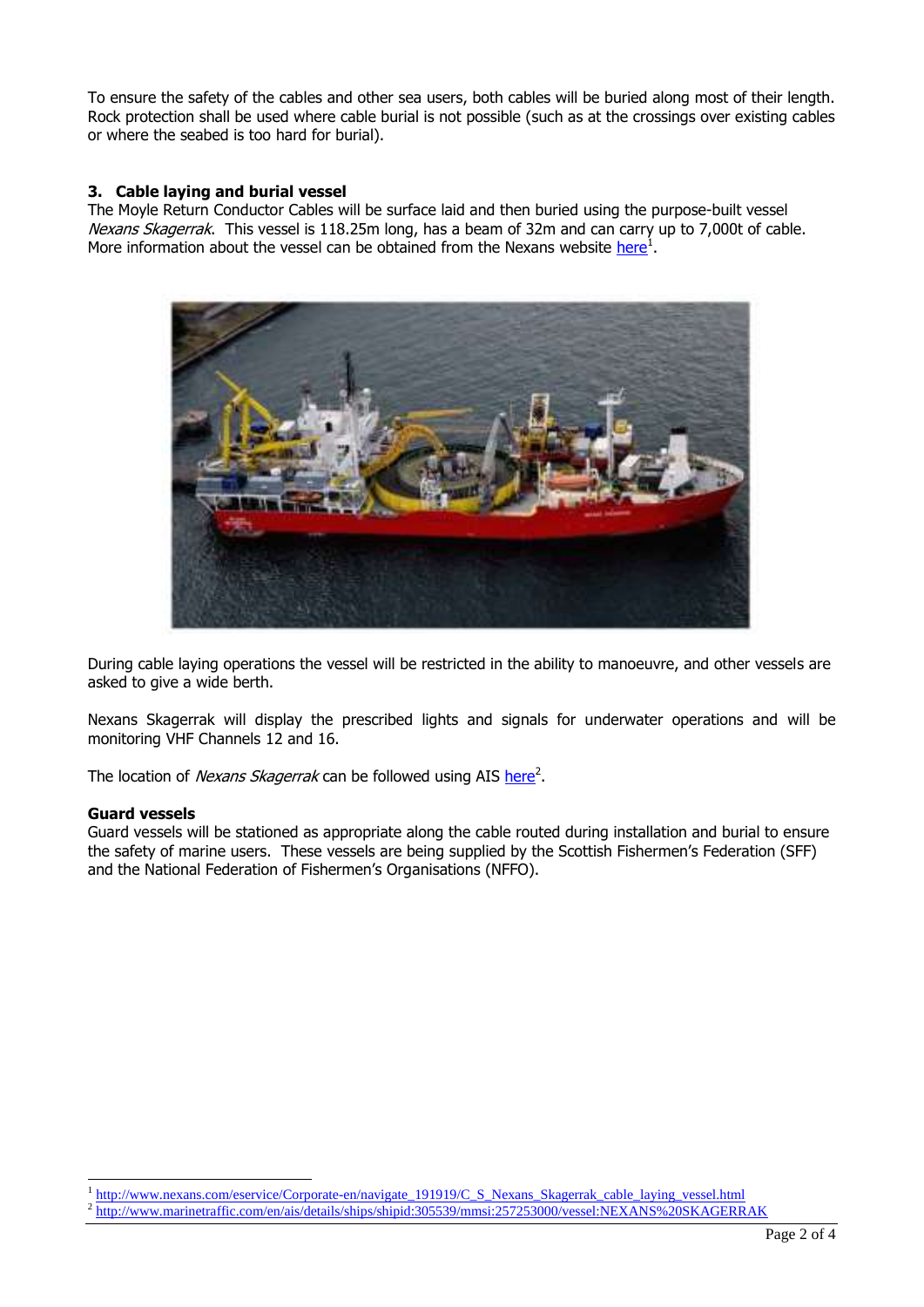To ensure the safety of the cables and other sea users, both cables will be buried along most of their length. Rock protection shall be used where cable burial is not possible (such as at the crossings over existing cables or where the seabed is too hard for burial).

### 3. Cable laying and burial vessel

The Moyle Return Conductor Cables will be surface laid and then buried using the purpose-built vessel *Nexans Skagerrak*. This vessel is 118.25m long, has a beam of 32m and can carry up to 7,000t of cable. More information about the vessel can be obtained from the Nexans website here[1].

During cable laying operations the vessel will be restricted in the ability to manoeuvre, and other vessels are asked to give a wide berth.

Nexans Skagerrak will display the prescribed lights and signals for underwater operations and will be monitoring VHF Channels 12 and 16.

The location of *Nexans Skagerrak* can be followed using AIS here[2].

**Guard vessels**

Guard vessels will be stationed as appropriate along the cable routed during installation and burial to ensure the safety of marine users. These vessels are being supplied by the Scottish Fishermen's Federation (SFF) and the National Federation of Fishermen's Organisations (NFFO).

---

[1] http://www.nexans.com/eservice/Corporate-en/navigate_191919/C_S_Nexans_Skagerrak_cable_laying_vessel.html

[2] http://www.marinetraffic.com/en/ais/details/ships/shipid:305539/mmsi:257253000/vessel:NEXANS%20SKAGERRAK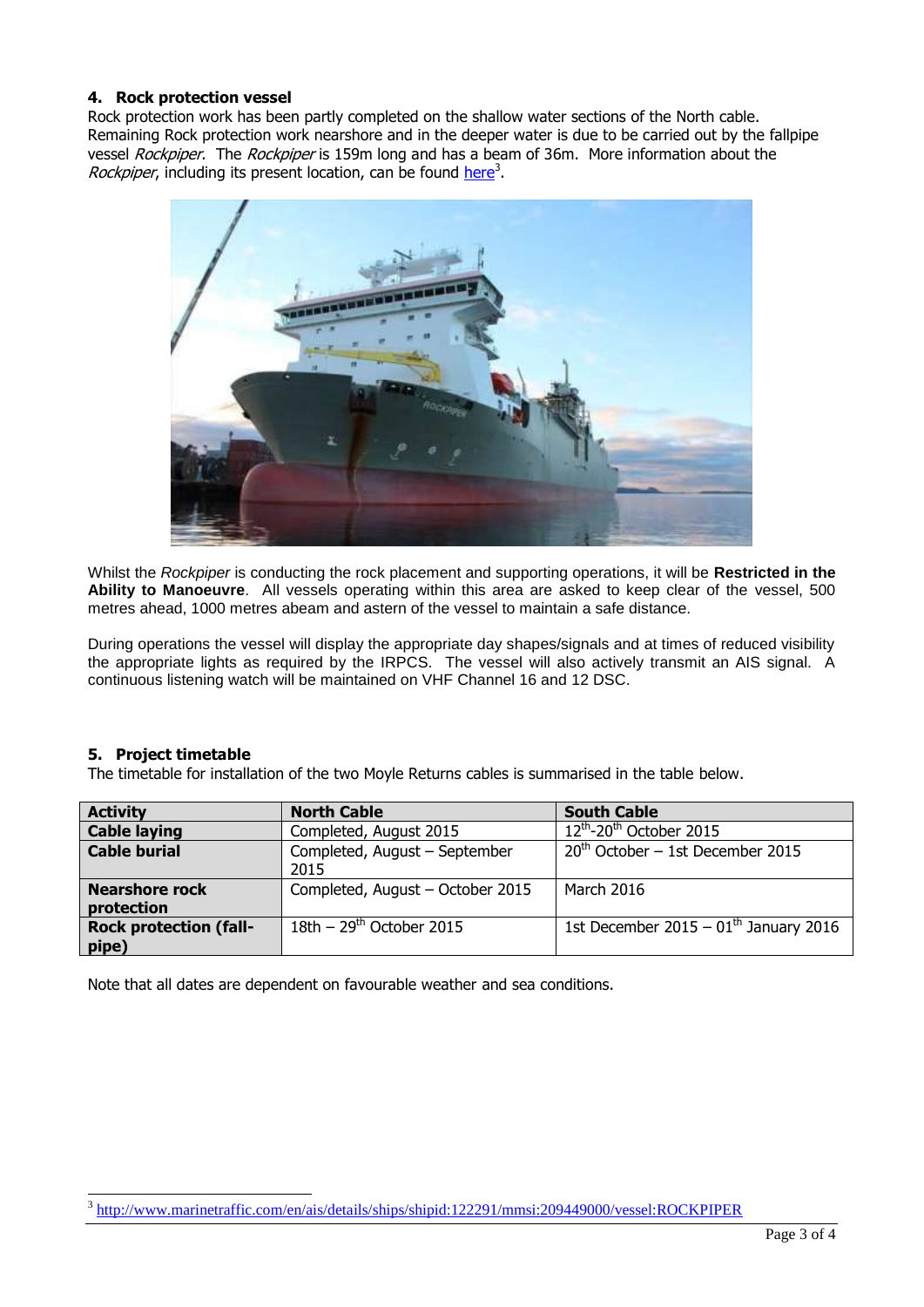## 4. Rock protection vessel

Rock protection work has been partly completed on the shallow water sections of the North cable. Remaining Rock protection work nearshore and in the deeper water is due to be carried out by the fallpipe vessel *Rockpiper*. The *Rockpiper* is 159m long and has a beam of 36m. More information about the *Rockpiper*, including its present location, can be found here[3].

Whilst the *Rockpiper* is conducting the rock placement and supporting operations, it will be **Restricted in the Ability to Manoeuvre**. All vessels operating within this area are asked to keep clear of the vessel, 500 metres ahead, 1000 metres abeam and astern of the vessel to maintain a safe distance.

During operations the vessel will display the appropriate day shapes/signals and at times of reduced visibility the appropriate lights as required by the IRPCS. The vessel will also actively transmit an AIS signal. A continuous listening watch will be maintained on VHF Channel 16 and 12 DSC.

## 5. Project timetable

The timetable for installation of the two Moyle Returns cables is summarised in the table below.

| Activity | North Cable | South Cable |
|---|---|---|
| **Cable laying** | Completed, August 2015 | 12th-20th October 2015 |
| **Cable burial** | Completed, August – September 2015 | 20th October – 1st December 2015 |
| **Nearshore rock protection** | Completed, August – October 2015 | March 2016 |
| **Rock protection (fall-pipe)** | 18th – 29th October 2015 | 1st December 2015 – 01th January 2016 |

Note that all dates are dependent on favourable weather and sea conditions.

[3] http://www.marinetraffic.com/en/ais/details/ships/shipid:122291/mmsi:209449000/vessel:ROCKPIPER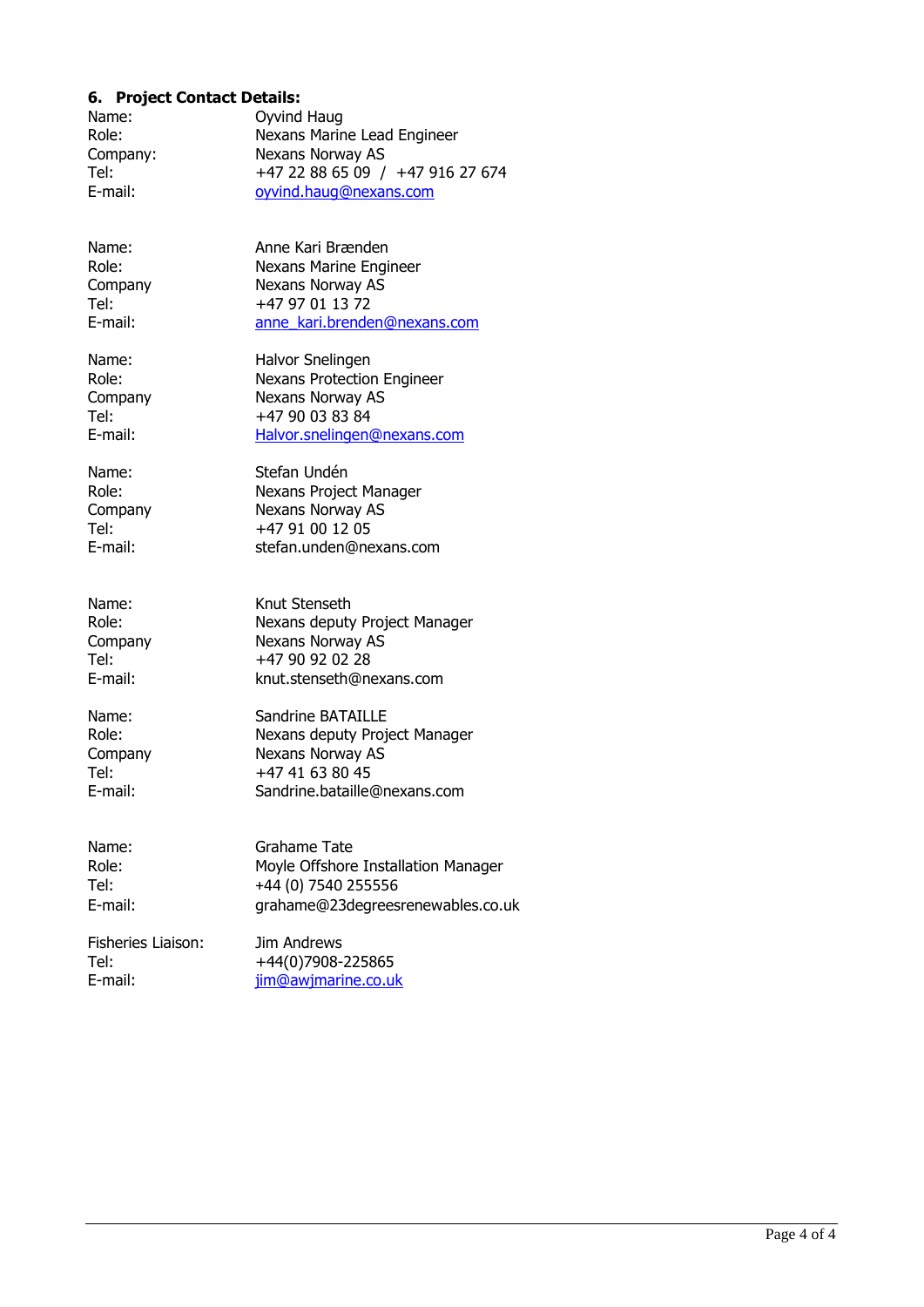## 6. Project Contact Details:

Name: Oyvind Haug
Role: Nexans Marine Lead Engineer
Company: Nexans Norway AS
Tel: +47 22 88 65 09 / +47 916 27 674
E-mail: oyvind.haug@nexans.com

Name: Anne Kari Brænden
Role: Nexans Marine Engineer
Company Nexans Norway AS
Tel: +47 97 01 13 72
E-mail: anne_kari.brenden@nexans.com

Name: Halvor Snelingen
Role: Nexans Protection Engineer
Company Nexans Norway AS
Tel: +47 90 03 83 84
E-mail: Halvor.snelingen@nexans.com

Name: Stefan Undén
Role: Nexans Project Manager
Company Nexans Norway AS
Tel: +47 91 00 12 05
E-mail: stefan.unden@nexans.com

Name: Knut Stenseth
Role: Nexans deputy Project Manager
Company Nexans Norway AS
Tel: +47 90 92 02 28
E-mail: knut.stenseth@nexans.com

Name: Sandrine BATAILLE
Role: Nexans deputy Project Manager
Company Nexans Norway AS
Tel: +47 41 63 80 45
E-mail: Sandrine.bataille@nexans.com

Name: Grahame Tate
Role: Moyle Offshore Installation Manager
Tel: +44 (0) 7540 255556
E-mail: grahame@23degreesrenewables.co.uk

Fisheries Liaison: Jim Andrews
Tel: +44(0)7908-225865
E-mail: jim@awjmarine.co.uk